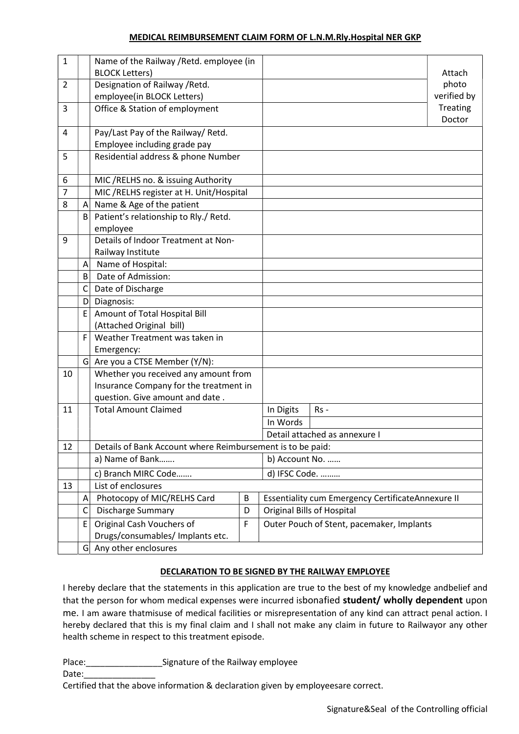## MEDICAL REIMBURSEMENT CLAIM FORM OF L.N.M.Rly.Hospital NER GKP

| | | | | | |
|---|---|---|---|---|---|
| 1 | | Name of the Railway /Retd. employee (in BLOCK Letters) | | | Attach photo verified by Treating Doctor |
| 2 | | Designation of Railway /Retd. employee(in BLOCK Letters) | | | |
| 3 | | Office & Station of employment | | | |
| 4 | | Pay/Last Pay of the Railway/ Retd. Employee including grade pay | | | |
| 5 | | Residential address & phone Number | | | |
| 6 | | MIC /RELHS no. & issuing Authority | | | |
| 7 | | MIC /RELHS register at H. Unit/Hospital | | | |
| 8 | A | Name & Age of the patient | | | |
| | B | Patient's relationship to Rly./ Retd. employee | | | |
| 9 | | Details of Indoor Treatment at Non-Railway Institute | | | |
| | A | Name of Hospital: | | | |
| | B | Date of Admission: | | | |
| | C | Date of Discharge | | | |
| | D | Diagnosis: | | | |
| | E | Amount of Total Hospital Bill (Attached Original bill) | | | |
| | F | Weather Treatment was taken in Emergency: | | | |
| | G | Are you a CTSE Member (Y/N): | | | |
| 10 | | Whether you received any amount from Insurance Company for the treatment in question. Give amount and date . | | | |
| 11 | | Total Amount Claimed | In Digits | Rs - | |
| | | | In Words | | |
| | | | Detail attached as annexure I | | |
| 12 | | Details of Bank Account where Reimbursement is to be paid: | | | |
| | | a) Name of Bank……. | b) Account No. …… | | |
| | | c) Branch MIRC Code……. | d) IFSC Code. ……… | | |
| 13 | | List of enclosures | | | |
| | A | Photocopy of MIC/RELHS Card | B | Essentiality cum Emergency CertificateAnnexure II | |
| | C | Discharge Summary | D | Original Bills of Hospital | |
| | E | Original Cash Vouchers of Drugs/consumables/ Implants etc. | F | Outer Pouch of Stent, pacemaker, Implants | |
| | G | Any other enclosures | | | |

### DECLARATION TO BE SIGNED BY THE RAILWAY EMPLOYEE

I hereby declare that the statements in this application are true to the best of my knowledge andbelief and that the person for whom medical expenses were incurred isbonafied **student/ wholly dependent** upon me. I am aware thatmisuse of medical facilities or misrepresentation of any kind can attract penal action. I hereby declared that this is my final claim and I shall not make any claim in future to Railwayor any other health scheme in respect to this treatment episode.

Place:________________Signature of the Railway employee

Date:_______________

Certified that the above information & declaration given by employeesare correct.

Signature&Seal of the Controlling official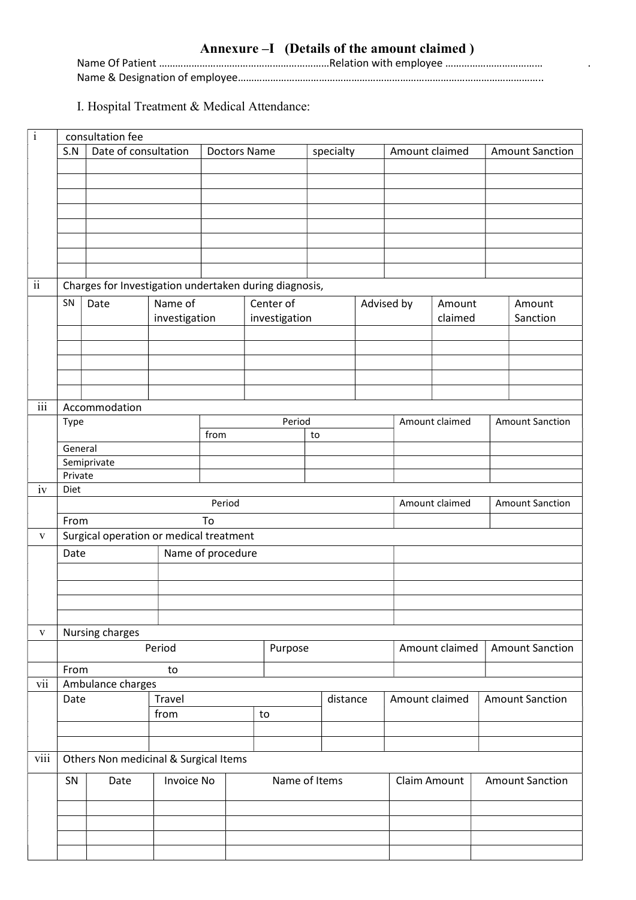# Annexure –I (Details of the amount claimed )

Name Of Patient ……………………………………………………Relation with employee ……………………………… .

Name & Designation of employee……………………………………………………………………………………………..

## I. Hospital Treatment & Medical Attendance:

**i consultation fee**

| S.N | Date of consultation | Doctors Name | specialty | Amount claimed | Amount Sanction |
|---|---|---|---|---|---|
| | | | | | |
| | | | | | |
| | | | | | |
| | | | | | |
| | | | | | |
| | | | | | |
| | | | | | |
| | | | | | |

**ii Charges for Investigation undertaken during diagnosis,**

| SN | Date | Name of investigation | Center of investigation | Advised by | Amount claimed | Amount Sanction |
|---|---|---|---|---|---|---|
| | | | | | | |
| | | | | | | |
| | | | | | | |
| | | | | | | |
| | | | | | | |

**iii Accommodation**

| Type | Period | | Amount claimed | Amount Sanction |
|---|---|---|---|---|
| | from | to | | |
| General | | | | |
| Semiprivate | | | | |
| Private | | | | |

**iv Diet**

| Period | | Amount claimed | Amount Sanction |
|---|---|---|---|
| From | To | | |

**v Surgical operation or medical treatment**

| Date | Name of procedure | |
|---|---|---|
| | | |
| | | |
| | | |
| | | |

**v Nursing charges**

| Period | | Purpose | Amount claimed | Amount Sanction |
|---|---|---|---|---|
| From | to | | | |

**vii Ambulance charges**

| Date | Travel | | distance | Amount claimed | Amount Sanction |
|---|---|---|---|---|---|
| | from | to | | | |
| | | | | | |
| | | | | | |

**viii Others Non medicinal & Surgical Items**

| SN | Date | Invoice No | Name of Items | Claim Amount | Amount Sanction |
|---|---|---|---|---|---|
| | | | | | |
| | | | | | |
| | | | | | |
| | | | | | |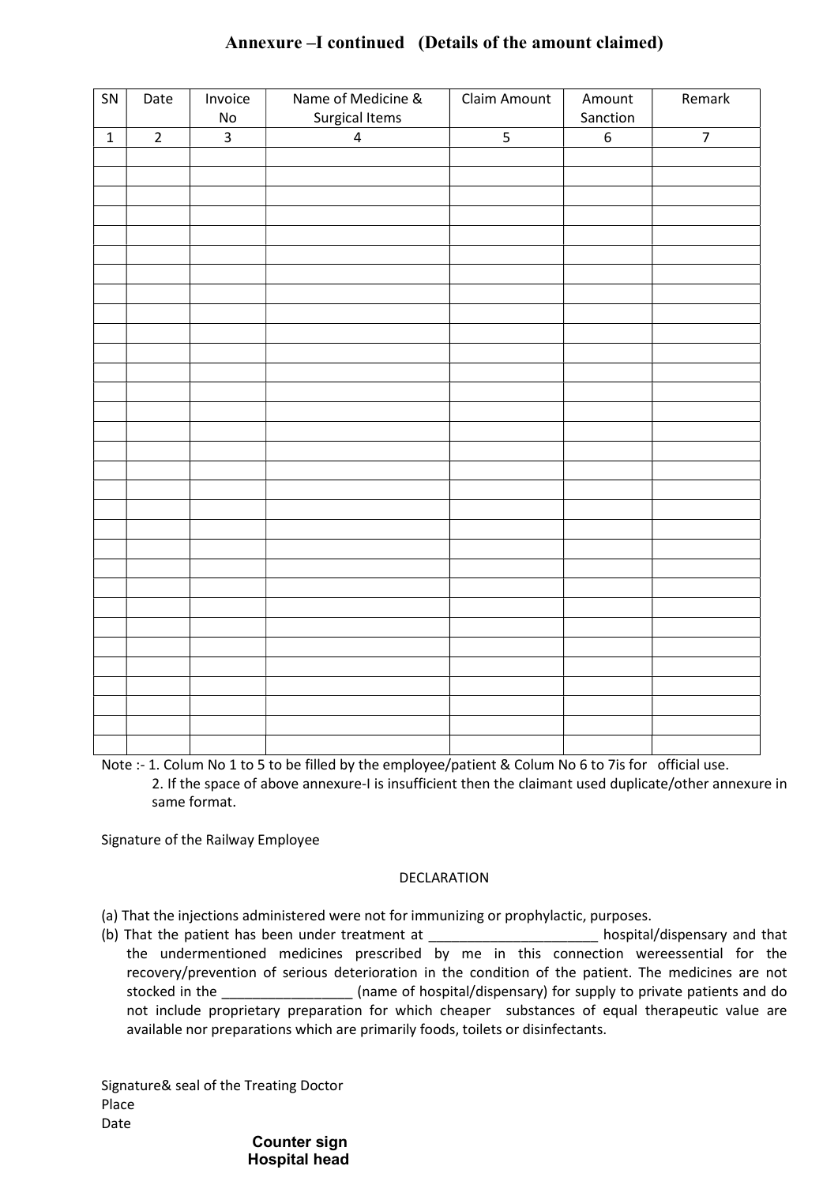## Annexure –I continued (Details of the amount claimed)

| SN | Date | Invoice No | Name of Medicine & Surgical Items | Claim Amount | Amount Sanction | Remark |
|---|---|---|---|---|---|---|
| 1 | 2 | 3 | 4 | 5 | 6 | 7 |
| | | | | | | |
| | | | | | | |
| | | | | | | |
| | | | | | | |
| | | | | | | |
| | | | | | | |
| | | | | | | |
| | | | | | | |
| | | | | | | |
| | | | | | | |
| | | | | | | |
| | | | | | | |
| | | | | | | |
| | | | | | | |
| | | | | | | |
| | | | | | | |
| | | | | | | |
| | | | | | | |
| | | | | | | |
| | | | | | | |
| | | | | | | |
| | | | | | | |
| | | | | | | |
| | | | | | | |
| | | | | | | |
| | | | | | | |
| | | | | | | |
| | | | | | | |
| | | | | | | |
| | | | | | | |
| | | | | | | |

Note :- 1. Colum No 1 to 5 to be filled by the employee/patient & Colum No 6 to 7is for official use.
2. If the space of above annexure-I is insufficient then the claimant used duplicate/other annexure in same format.

Signature of the Railway Employee

DECLARATION

(a) That the injections administered were not for immunizing or prophylactic, purposes.

(b) That the patient has been under treatment at ______________________ hospital/dispensary and that the undermentioned medicines prescribed by me in this connection wereessential for the recovery/prevention of serious deterioration in the condition of the patient. The medicines are not stocked in the _________________ (name of hospital/dispensary) for supply to private patients and do not include proprietary preparation for which cheaper substances of equal therapeutic value are available nor preparations which are primarily foods, toilets or disinfectants.

Signature& seal of the Treating Doctor
Place
Date

**Counter sign**
**Hospital head**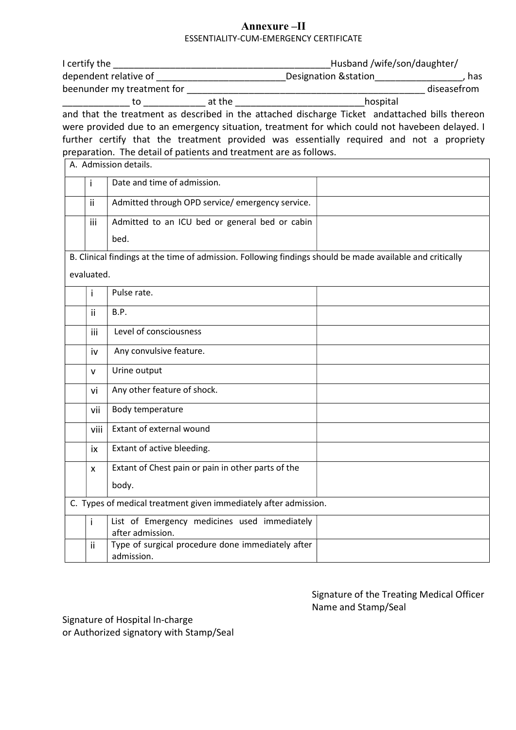# Annexure –II

ESSENTIALITY-CUM-EMERGENCY CERTIFICATE

I certify the ________________________________________Husband /wife/son/daughter/ dependent relative of ________________________Designation &station________________, has beenunder my treatment for _____________________________________________ diseasefrom ____________ to ___________ at the ________________________hospital and that the treatment as described in the attached discharge Ticket andattached bills thereon were provided due to an emergency situation, treatment for which could not havebeen delayed. I further certify that the treatment provided was essentially required and not a propriety preparation. The detail of patients and treatment are as follows.

| | | | |
|---|---|---|---|
| A. Admission details. | | | |
| | i | Date and time of admission. | |
| | ii | Admitted through OPD service/ emergency service. | |
| | iii | Admitted to an ICU bed or general bed or cabin bed. | |
| B. Clinical findings at the time of admission. Following findings should be made available and critically evaluated. | | | |
| | i | Pulse rate. | |
| | ii | B.P. | |
| | iii | Level of consciousness | |
| | iv | Any convulsive feature. | |
| | v | Urine output | |
| | vi | Any other feature of shock. | |
| | vii | Body temperature | |
| | viii | Extant of external wound | |
| | ix | Extant of active bleeding. | |
| | x | Extant of Chest pain or pain in other parts of the body. | |
| C. Types of medical treatment given immediately after admission. | | | |
| | i | List of Emergency medicines used immediately after admission. | |
| | ii | Type of surgical procedure done immediately after admission. | |

Signature of the Treating Medical Officer
Name and Stamp/Seal

Signature of Hospital In-charge
or Authorized signatory with Stamp/Seal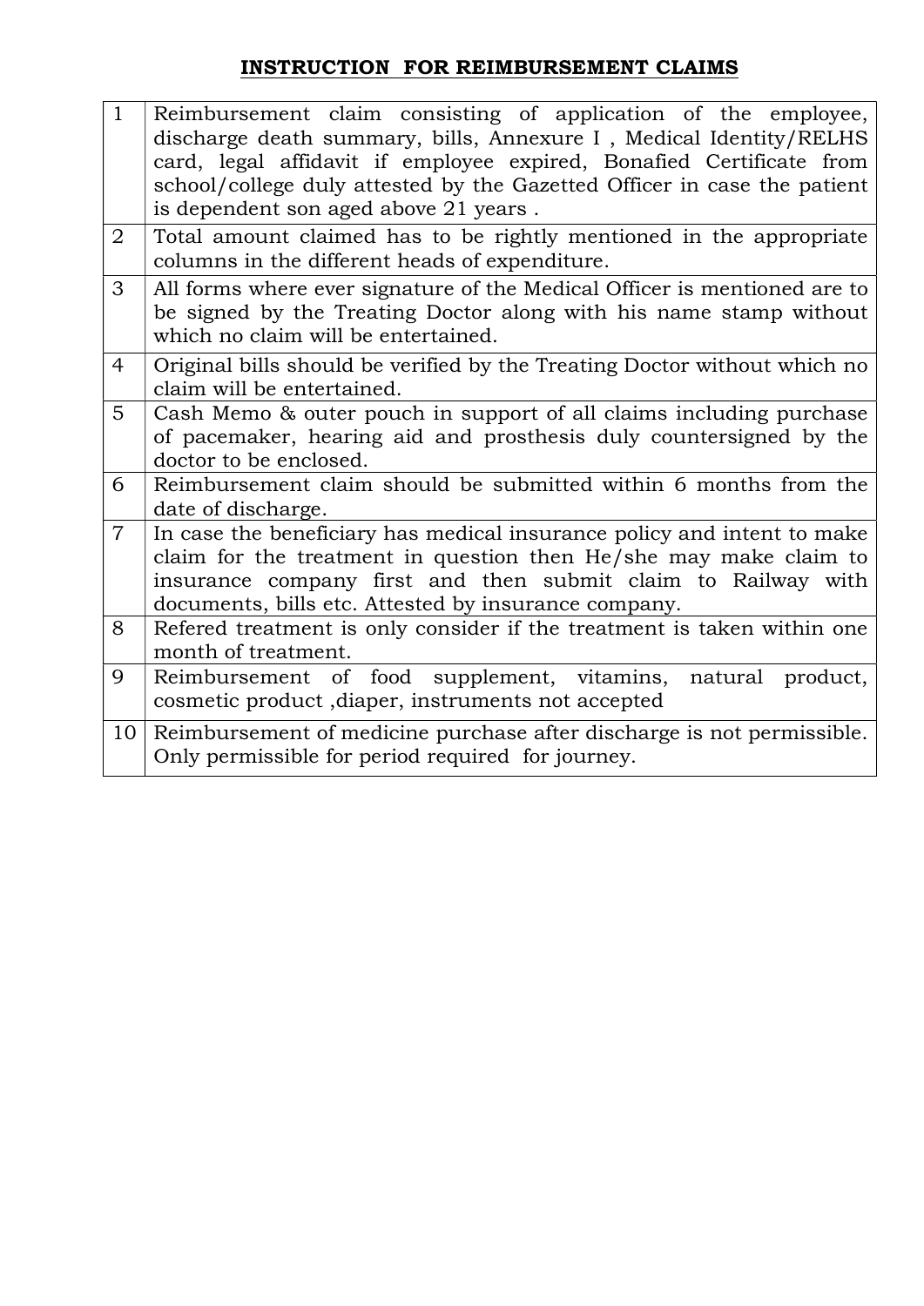## INSTRUCTION FOR REIMBURSEMENT CLAIMS

| | |
|---|---|
| 1 | Reimbursement claim consisting of application of the employee, discharge death summary, bills, Annexure I , Medical Identity/RELHS card, legal affidavit if employee expired, Bonafied Certificate from school/college duly attested by the Gazetted Officer in case the patient is dependent son aged above 21 years . |
| 2 | Total amount claimed has to be rightly mentioned in the appropriate columns in the different heads of expenditure. |
| 3 | All forms where ever signature of the Medical Officer is mentioned are to be signed by the Treating Doctor along with his name stamp without which no claim will be entertained. |
| 4 | Original bills should be verified by the Treating Doctor without which no claim will be entertained. |
| 5 | Cash Memo & outer pouch in support of all claims including purchase of pacemaker, hearing aid and prosthesis duly countersigned by the doctor to be enclosed. |
| 6 | Reimbursement claim should be submitted within 6 months from the date of discharge. |
| 7 | In case the beneficiary has medical insurance policy and intent to make claim for the treatment in question then He/she may make claim to insurance company first and then submit claim to Railway with documents, bills etc. Attested by insurance company. |
| 8 | Refered treatment is only consider if the treatment is taken within one month of treatment. |
| 9 | Reimbursement of food supplement, vitamins, natural product, cosmetic product ,diaper, instruments not accepted |
| 10 | Reimbursement of medicine purchase after discharge is not permissible. Only permissible for period required for journey. |